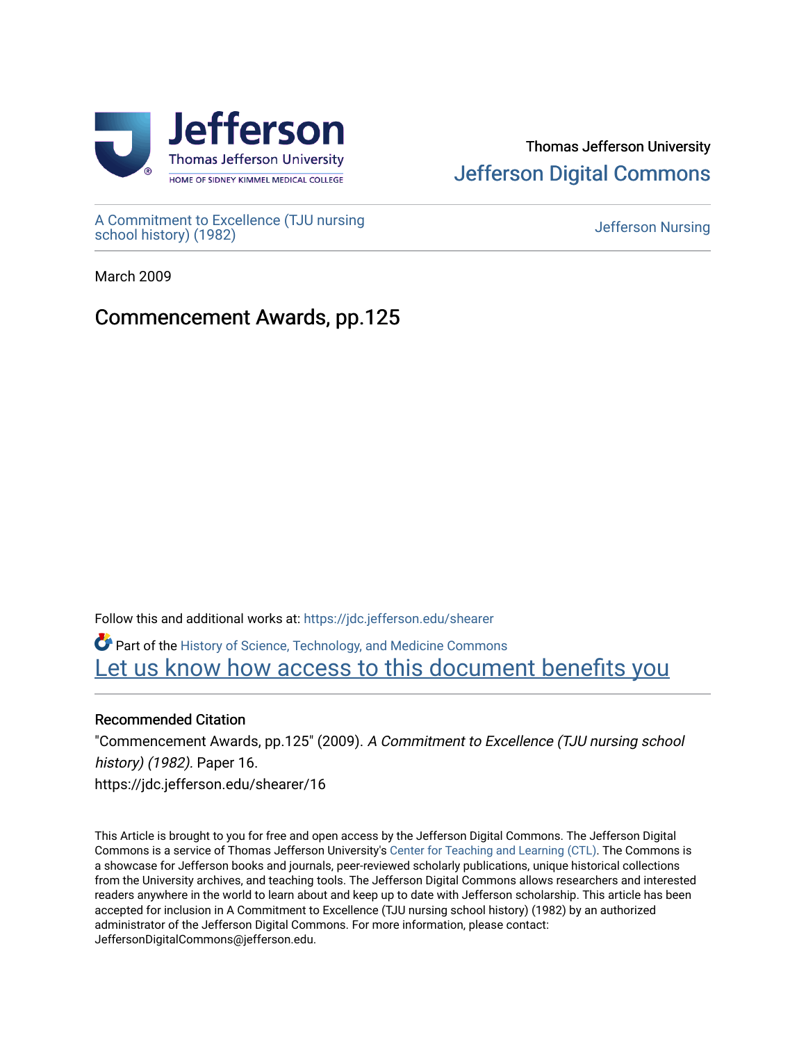Thomas Jefferson University

Jefferson Digital Commons

A Commitment to Excellence (TJU nursing school history) (1982)

Jefferson Nursing

March 2009

# Commencement Awards, pp.125

Follow this and additional works at: https://jdc.jefferson.edu/shearer

Part of the History of Science, Technology, and Medicine Commons

Let us know how access to this document benefits you

## Recommended Citation

"Commencement Awards, pp.125" (2009). *A Commitment to Excellence (TJU nursing school history) (1982)*. Paper 16.
https://jdc.jefferson.edu/shearer/16

This Article is brought to you for free and open access by the Jefferson Digital Commons. The Jefferson Digital Commons is a service of Thomas Jefferson University's Center for Teaching and Learning (CTL). The Commons is a showcase for Jefferson books and journals, peer-reviewed scholarly publications, unique historical collections from the University archives, and teaching tools. The Jefferson Digital Commons allows researchers and interested readers anywhere in the world to learn about and keep up to date with Jefferson scholarship. This article has been accepted for inclusion in A Commitment to Excellence (TJU nursing school history) (1982) by an authorized administrator of the Jefferson Digital Commons. For more information, please contact: JeffersonDigitalCommons@jefferson.edu.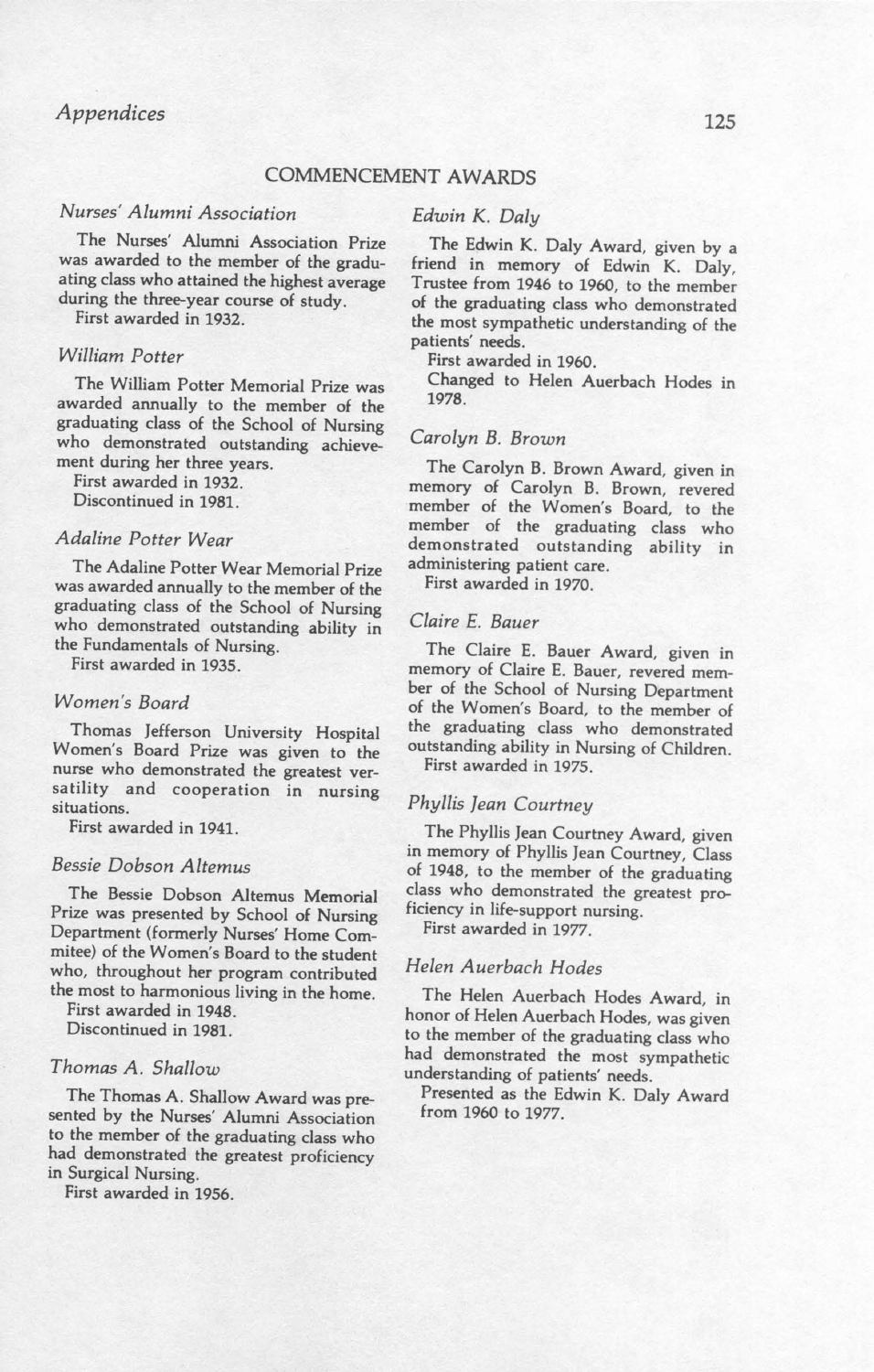## COMMENCEMENT AWARDS

### *Nurses' Alumni Association*

The Nurses' Alumni Association Prize was awarded to the member of the graduating class who attained the highest average during the three-year course of study.

First awarded in 1932.

### *William Potter*

The William Potter Memorial Prize was awarded annually to the member of the graduating class of the School of Nursing who demonstrated outstanding achievement during her three years.

First awarded in 1932.

Discontinued in 1981.

### *Adaline Potter Wear*

The Adaline Potter Wear Memorial Prize was awarded annually to the member of the graduating class of the School of Nursing who demonstrated outstanding ability in the Fundamentals of Nursing.

First awarded in 1935.

### *Women's Board*

Thomas Jefferson University Hospital Women's Board Prize was given to the nurse who demonstrated the greatest versatility and cooperation in nursing situations.

First awarded in 1941.

### *Bessie Dobson Altemus*

The Bessie Dobson Altemus Memorial Prize was presented by School of Nursing Department (formerly Nurses' Home Commitee) of the Women's Board to the student who, throughout her program contributed the most to harmonious living in the home.

First awarded in 1948.

Discontinued in 1981.

### *Thomas A. Shallow*

The Thomas A. Shallow Award was presented by the Nurses' Alumni Association to the member of the graduating class who had demonstrated the greatest proficiency in Surgical Nursing.

First awarded in 1956.

### *Edwin K. Daly*

The Edwin K. Daly Award, given by a friend in memory of Edwin K. Daly, Trustee from 1946 to 1960, to the member of the graduating class who demonstrated the most sympathetic understanding of the patients' needs.

First awarded in 1960.

Changed to Helen Auerbach Hodes in 1978.

### *Carolyn B. Brown*

The Carolyn B. Brown Award, given in memory of Carolyn B. Brown, revered member of the Women's Board, to the member of the graduating class who demonstrated outstanding ability in administering patient care.

First awarded in 1970.

### *Claire E. Bauer*

The Claire E. Bauer Award, given in memory of Claire E. Bauer, revered member of the School of Nursing Department of the Women's Board, to the member of the graduating class who demonstrated outstanding ability in Nursing of Children.

First awarded in 1975.

### *Phyllis Jean Courtney*

The Phyllis Jean Courtney Award, given in memory of Phyllis Jean Courtney, Class of 1948, to the member of the graduating class who demonstrated the greatest proficiency in life-support nursing.

First awarded in 1977.

### *Helen Auerbach Hodes*

The Helen Auerbach Hodes Award, in honor of Helen Auerbach Hodes, was given to the member of the graduating class who had demonstrated the most sympathetic understanding of patients' needs.

Presented as the Edwin K. Daly Award from 1960 to 1977.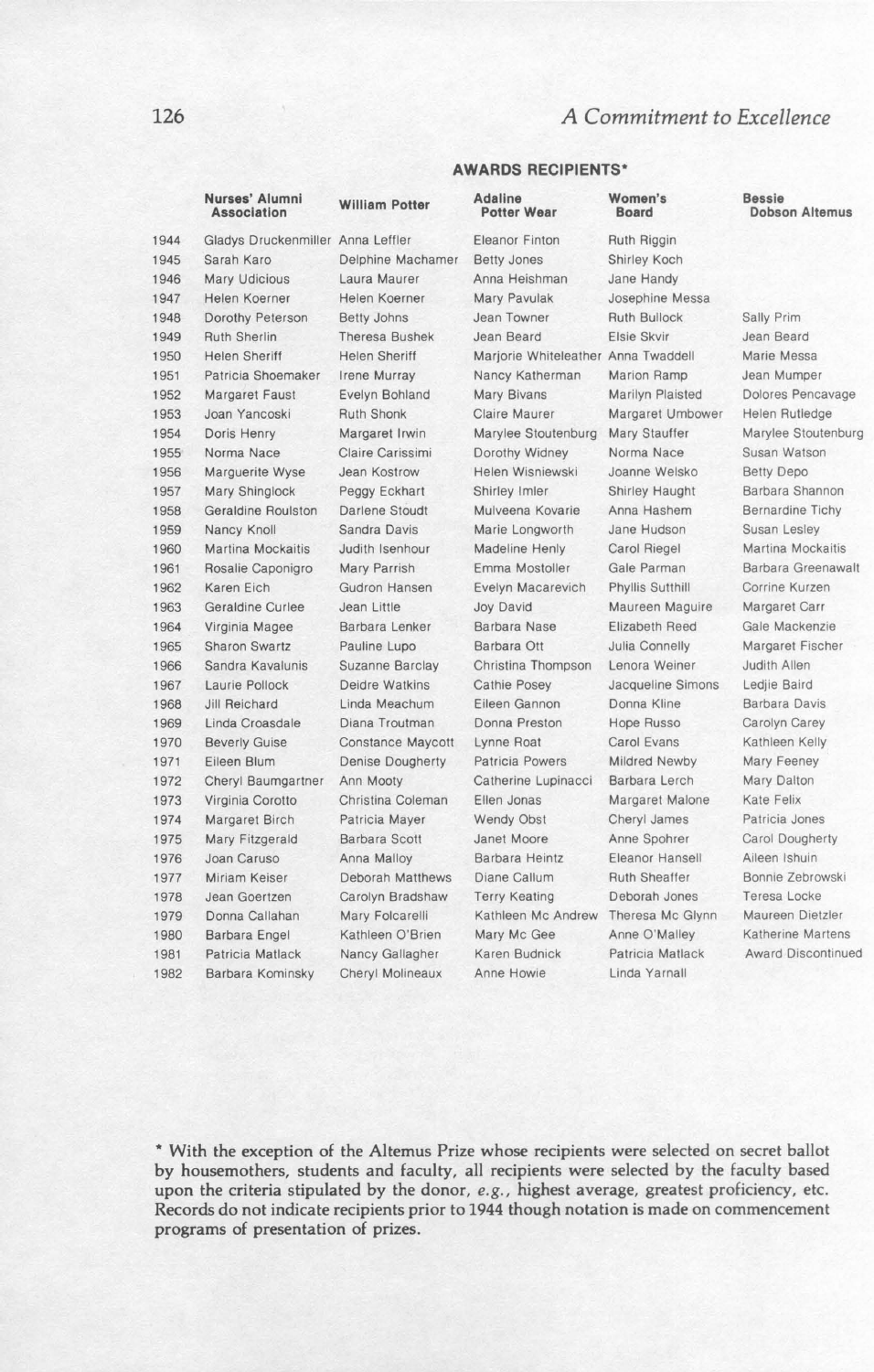## AWARDS RECIPIENTS*

| | Nurses' Alumni Association | William Potter | Adaline Potter Wear | Women's Board | Bessie Dobson Altemus |
|---|---|---|---|---|---|
| 1944 | Gladys Druckenmiller | Anna Leffler | Eleanor Finton | Ruth Riggin | |
| 1945 | Sarah Karo | Delphine Machamer | Betty Jones | Shirley Koch | |
| 1946 | Mary Udicious | Laura Maurer | Anna Heishman | Jane Handy | |
| 1947 | Helen Koerner | Helen Koerner | Mary Pavulak | Josephine Messa | |
| 1948 | Dorothy Peterson | Betty Johns | Jean Towner | Ruth Bullock | Sally Prim |
| 1949 | Ruth Sherlin | Theresa Bushek | Jean Beard | Elsie Skvir | Jean Beard |
| 1950 | Helen Sheriff | Helen Sheriff | Marjorie Whiteleather | Anna Twaddell | Marie Messa |
| 1951 | Patricia Shoemaker | Irene Murray | Nancy Katherman | Marion Ramp | Jean Mumper |
| 1952 | Margaret Faust | Evelyn Bohland | Mary Bivans | Marilyn Plaisted | Dolores Pencavage |
| 1953 | Joan Yancoski | Ruth Shonk | Claire Maurer | Margaret Umbower | Helen Rutledge |
| 1954 | Doris Henry | Margaret Irwin | Marylee Stoutenburg | Mary Stauffer | Marylee Stoutenburg |
| 1955 | Norma Nace | Claire Carissimi | Dorothy Widney | Norma Nace | Susan Watson |
| 1956 | Marguerite Wyse | Jean Kostrow | Helen Wisniewski | Joanne Welsko | Betty Depo |
| 1957 | Mary Shinglock | Peggy Eckhart | Shirley Imler | Shirley Haught | Barbara Shannon |
| 1958 | Geraldine Roulston | Darlene Stoudt | Mulveena Kovarie | Anna Hashem | Bernardine Tichy |
| 1959 | Nancy Knoll | Sandra Davis | Marie Longworth | Jane Hudson | Susan Lesley |
| 1960 | Martina Mockaitis | Judith Isenhour | Madeline Henly | Carol Riegel | Martina Mockaitis |
| 1961 | Rosalie Caponigro | Mary Parrish | Emma Mostoller | Gale Parman | Barbara Greenawalt |
| 1962 | Karen Eich | Gudron Hansen | Evelyn Macarevich | Phyllis Sutthill | Corrine Kurzen |
| 1963 | Geraldine Curlee | Jean Little | Joy David | Maureen Maguire | Margaret Carr |
| 1964 | Virginia Magee | Barbara Lenker | Barbara Nase | Elizabeth Reed | Gale Mackenzie |
| 1965 | Sharon Swartz | Pauline Lupo | Barbara Ott | Julia Connelly | Margaret Fischer |
| 1966 | Sandra Kavalunis | Suzanne Barclay | Christina Thompson | Lenora Weiner | Judith Allen |
| 1967 | Laurie Pollock | Deidre Watkins | Cathie Posey | Jacqueline Simons | Ledjie Baird |
| 1968 | Jill Reichard | Linda Meachum | Eileen Gannon | Donna Kline | Barbara Davis |
| 1969 | Linda Croasdale | Diana Troutman | Donna Preston | Hope Russo | Carolyn Carey |
| 1970 | Beverly Guise | Constance Maycott | Lynne Roat | Carol Evans | Kathleen Kelly |
| 1971 | Eileen Blum | Denise Dougherty | Patricia Powers | Mildred Newby | Mary Feeney |
| 1972 | Cheryl Baumgartner | Ann Mooty | Catherine Lupinacci | Barbara Lerch | Mary Dalton |
| 1973 | Virginia Corotto | Christina Coleman | Ellen Jonas | Margaret Malone | Kate Felix |
| 1974 | Margaret Birch | Patricia Mayer | Wendy Obst | Cheryl James | Patricia Jones |
| 1975 | Mary Fitzgerald | Barbara Scott | Janet Moore | Anne Spohrer | Carol Dougherty |
| 1976 | Joan Caruso | Anna Malloy | Barbara Heintz | Eleanor Hansell | Aileen Ishuin |
| 1977 | Miriam Keiser | Deborah Matthews | Diane Callum | Ruth Sheaffer | Bonnie Zebrowski |
| 1978 | Jean Goertzen | Carolyn Bradshaw | Terry Keating | Deborah Jones | Teresa Locke |
| 1979 | Donna Callahan | Mary Folcarelli | Kathleen Mc Andrew | Theresa Mc Glynn | Maureen Dietzler |
| 1980 | Barbara Engel | Kathleen O'Brien | Mary Mc Gee | Anne O'Malley | Katherine Martens |
| 1981 | Patricia Matlack | Nancy Gallagher | Karen Budnick | Patricia Matlack | Award Discontinued |
| 1982 | Barbara Kominsky | Cheryl Molineaux | Anne Howie | Linda Yarnall | |

* With the exception of the Altemus Prize whose recipients were selected on secret ballot by housemothers, students and faculty, all recipients were selected by the faculty based upon the criteria stipulated by the donor, *e.g.*, highest average, greatest proficiency, etc. Records do not indicate recipients prior to 1944 though notation is made on commencement programs of presentation of prizes.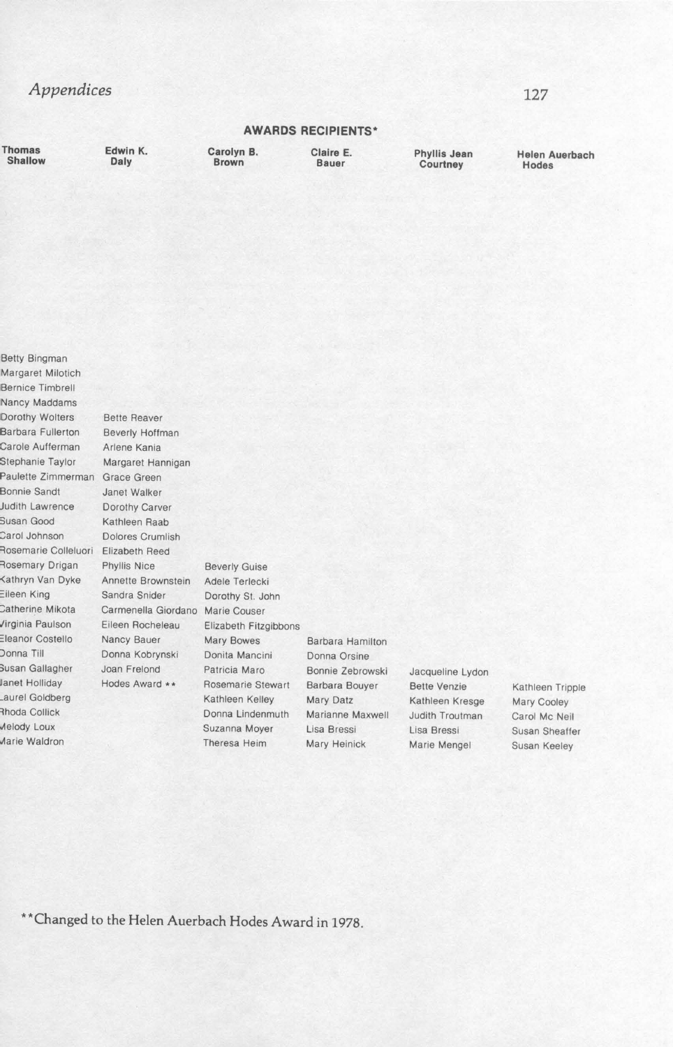## AWARDS RECIPIENTS*

| Thomas Shallow | Edwin K. Daly | Carolyn B. Brown | Claire E. Bauer | Phyllis Jean Courtney | Helen Auerbach Hodes |
|---|---|---|---|---|---|
| Betty Bingman | | | | | |
| Margaret Milotich | | | | | |
| Bernice Timbrell | | | | | |
| Nancy Maddams | | | | | |
| Dorothy Wolters | Bette Reaver | | | | |
| Barbara Fullerton | Beverly Hoffman | | | | |
| Carole Aufferman | Arlene Kania | | | | |
| Stephanie Taylor | Margaret Hannigan | | | | |
| Paulette Zimmerman | Grace Green | | | | |
| Bonnie Sandt | Janet Walker | | | | |
| Judith Lawrence | Dorothy Carver | | | | |
| Susan Good | Kathleen Raab | | | | |
| Carol Johnson | Dolores Crumlish | | | | |
| Rosemarie Colleluori | Elizabeth Reed | | | | |
| Rosemary Drigan | Phyllis Nice | Beverly Guise | | | |
| Kathryn Van Dyke | Annette Brownstein | Adele Terlecki | | | |
| Eileen King | Sandra Snider | Dorothy St. John | | | |
| Catherine Mikota | Carmenella Giordano | Marie Couser | | | |
| Virginia Paulson | Eileen Rocheleau | Elizabeth Fitzgibbons | | | |
| Eleanor Costello | Nancy Bauer | Mary Bowes | Barbara Hamilton | | |
| Donna Till | Donna Kobrynski | Donita Mancini | Donna Orsine | | |
| Susan Gallagher | Joan Freiond | Patricia Maro | Bonnie Zebrowski | Jacqueline Lydon | |
| Janet Holliday | Hodes Award ** | Rosemarie Stewart | Barbara Bouyer | Bette Venzie | Kathleen Tripple |
| Laurel Goldberg | | Kathleen Kelley | Mary Datz | Kathleen Kresge | Mary Cooley |
| Rhoda Collick | | Donna Lindenmuth | Marianne Maxwell | Judith Troutman | Carol Mc Neil |
| Melody Loux | | Suzanna Moyer | Lisa Bressi | Lisa Bressi | Susan Sheaffer |
| Marie Waldron | | Theresa Heim | Mary Heinick | Marie Mengel | Susan Keeley |

**Changed to the Helen Auerbach Hodes Award in 1978.